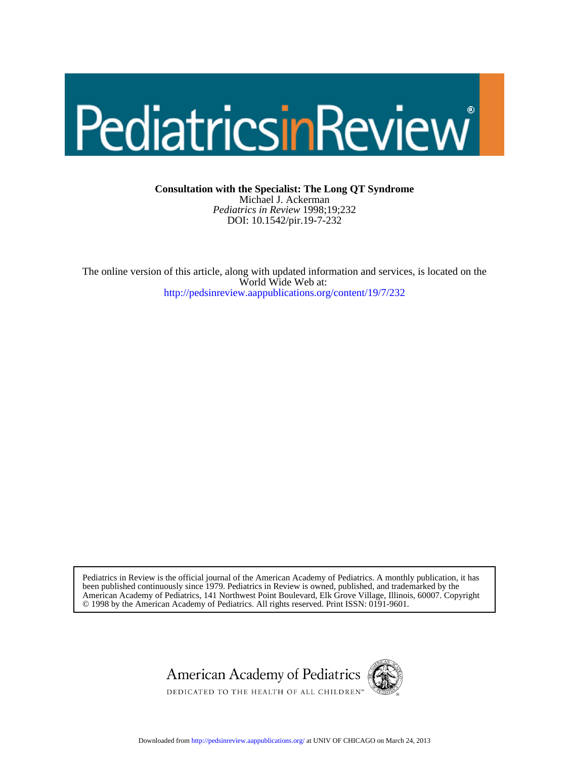# PediatricsinReview

**Consultation with the Specialist: The Long QT Syndrome**

Michael J. Ackerman

*Pediatrics in Review* 1998;19;232

DOI: 10.1542/pir.19-7-232

The online version of this article, along with updated information and services, is located on the World Wide Web at:

http://pedsinreview.aappublications.org/content/19/7/232

Pediatrics in Review is the official journal of the American Academy of Pediatrics. A monthly publication, it has been published continuously since 1979. Pediatrics in Review is owned, published, and trademarked by the American Academy of Pediatrics, 141 Northwest Point Boulevard, Elk Grove Village, Illinois, 60007. Copyright © 1998 by the American Academy of Pediatrics. All rights reserved. Print ISSN: 0191-9601.

American Academy of Pediatrics

DEDICATED TO THE HEALTH OF ALL CHILDREN™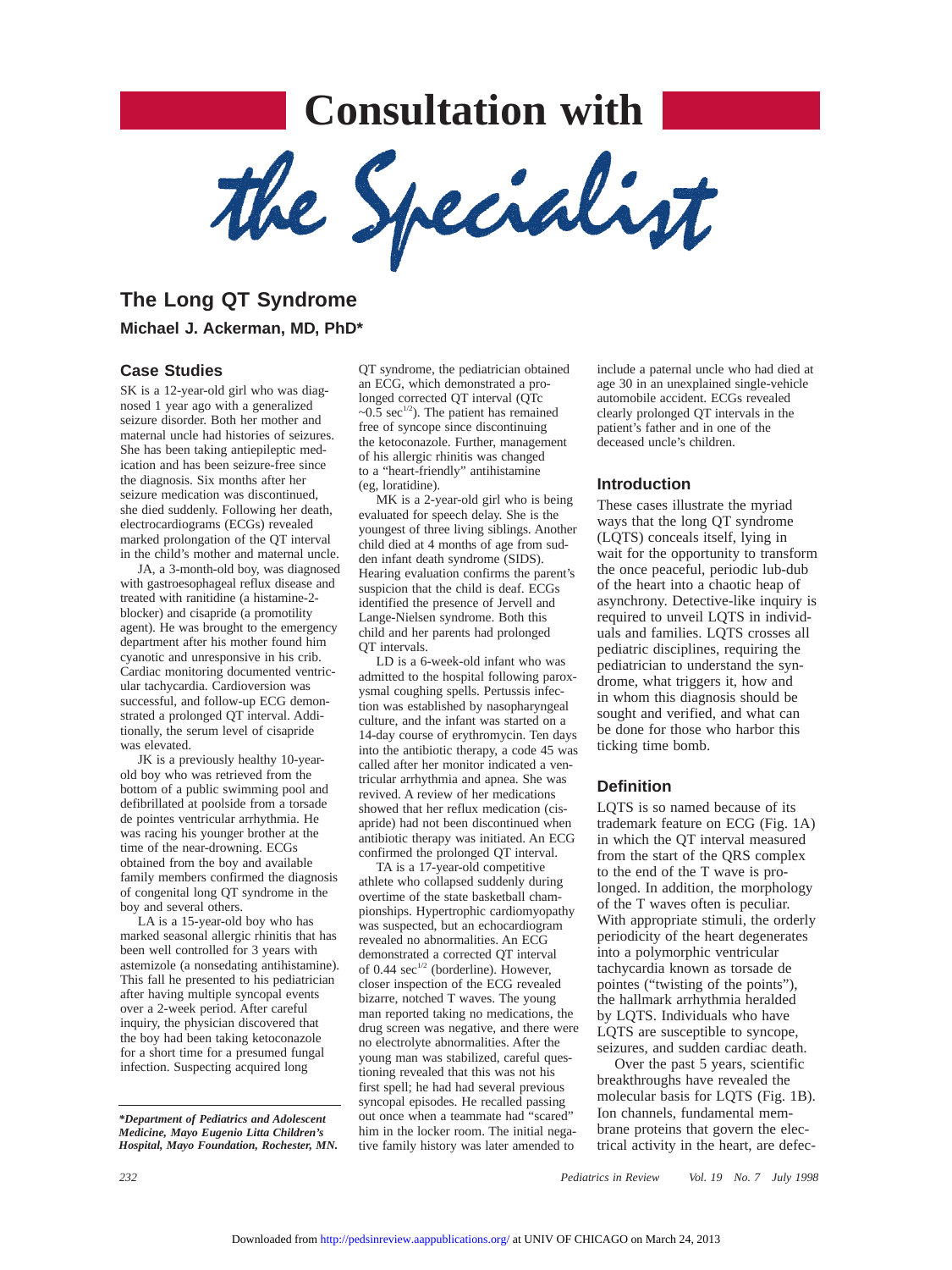# Consultation with the Specialist

## The Long QT Syndrome

**Michael J. Ackerman, MD, PhD***

### Case Studies

SK is a 12-year-old girl who was diagnosed 1 year ago with a generalized seizure disorder. Both her mother and maternal uncle had histories of seizures. She has been taking antiepileptic medication and has been seizure-free since the diagnosis. Six months after her seizure medication was discontinued, she died suddenly. Following her death, electrocardiograms (ECGs) revealed marked prolongation of the QT interval in the child's mother and maternal uncle.

JA, a 3-month-old boy, was diagnosed with gastroesophageal reflux disease and treated with ranitidine (a histamine-2-blocker) and cisapride (a promotility agent). He was brought to the emergency department after his mother found him cyanotic and unresponsive in his crib. Cardiac monitoring documented ventricular tachycardia. Cardioversion was successful, and follow-up ECG demonstrated a prolonged QT interval. Additionally, the serum level of cisapride was elevated.

JK is a previously healthy 10-year-old boy who was retrieved from the bottom of a public swimming pool and defibrillated at poolside from a torsade de pointes ventricular arrhythmia. He was racing his younger brother at the time of the near-drowning. ECGs obtained from the boy and available family members confirmed the diagnosis of congenital long QT syndrome in the boy and several others.

LA is a 15-year-old boy who has marked seasonal allergic rhinitis that has been well controlled for 3 years with astemizole (a nonsedating antihistamine). This fall he presented to his pediatrician after having multiple syncopal events over a 2-week period. After careful inquiry, the physician discovered that the boy had been taking ketoconazole for a short time for a presumed fungal infection. Suspecting acquired long QT syndrome, the pediatrician obtained an ECG, which demonstrated a prolonged corrected QT interval (QTc $\sim 0.5 \text{ sec}^{1/2}$). The patient has remained free of syncope since discontinuing the ketoconazole. Further, management of his allergic rhinitis was changed to a "heart-friendly" antihistamine (eg, loratidine).

MK is a 2-year-old girl who is being evaluated for speech delay. She is the youngest of three living siblings. Another child died at 4 months of age from sudden infant death syndrome (SIDS). Hearing evaluation confirms the parent's suspicion that the child is deaf. ECGs identified the presence of Jervell and Lange-Nielsen syndrome. Both this child and her parents had prolonged QT intervals.

LD is a 6-week-old infant who was admitted to the hospital following paroxysmal coughing spells. Pertussis infection was established by nasopharyngeal culture, and the infant was started on a 14-day course of erythromycin. Ten days into the antibiotic therapy, a code 45 was called after her monitor indicated a ventricular arrhythmia and apnea. She was revived. A review of her medications showed that her reflux medication (cisapride) had not been discontinued when antibiotic therapy was initiated. An ECG confirmed the prolonged QT interval.

TA is a 17-year-old competitive athlete who collapsed suddenly during overtime of the state basketball championships. Hypertrophic cardiomyopathy was suspected, but an echocardiogram revealed no abnormalities. An ECG demonstrated a corrected QT interval of $0.44 \text{ sec}^{1/2}$ (borderline). However, closer inspection of the ECG revealed bizarre, notched T waves. The young man reported taking no medications, the drug screen was negative, and there were no electrolyte abnormalities. After the young man was stabilized, careful questioning revealed that this was not his first spell; he had had several previous syncopal episodes. He recalled passing out once when a teammate had "scared" him in the locker room. The initial negative family history was later amended to include a paternal uncle who had died at age 30 in an unexplained single-vehicle automobile accident. ECGs revealed clearly prolonged QT intervals in the patient's father and in one of the deceased uncle's children.

### Introduction

These cases illustrate the myriad ways that the long QT syndrome (LQTS) conceals itself, lying in wait for the opportunity to transform the once peaceful, periodic lub-dub of the heart into a chaotic heap of asynchrony. Detective-like inquiry is required to unveil LQTS in individuals and families. LQTS crosses all pediatric disciplines, requiring the pediatrician to understand the syndrome, what triggers it, how and in whom this diagnosis should be sought and verified, and what can be done for those who harbor this ticking time bomb.

### Definition

LQTS is so named because of its trademark feature on ECG (Fig. 1A) in which the QT interval measured from the start of the QRS complex to the end of the T wave is prolonged. In addition, the morphology of the T waves often is peculiar. With appropriate stimuli, the orderly periodicity of the heart degenerates into a polymorphic ventricular tachycardia known as torsade de pointes ("twisting of the points"), the hallmark arrhythmia heralded by LQTS. Individuals who have LQTS are susceptible to syncope, seizures, and sudden cardiac death.

Over the past 5 years, scientific breakthroughs have revealed the molecular basis for LQTS (Fig. 1B). Ion channels, fundamental membrane proteins that govern the electrical activity in the heart, are defec-

**\*Department of Pediatrics and Adolescent Medicine, Mayo Eugenio Litta Children's Hospital, Mayo Foundation, Rochester, MN.***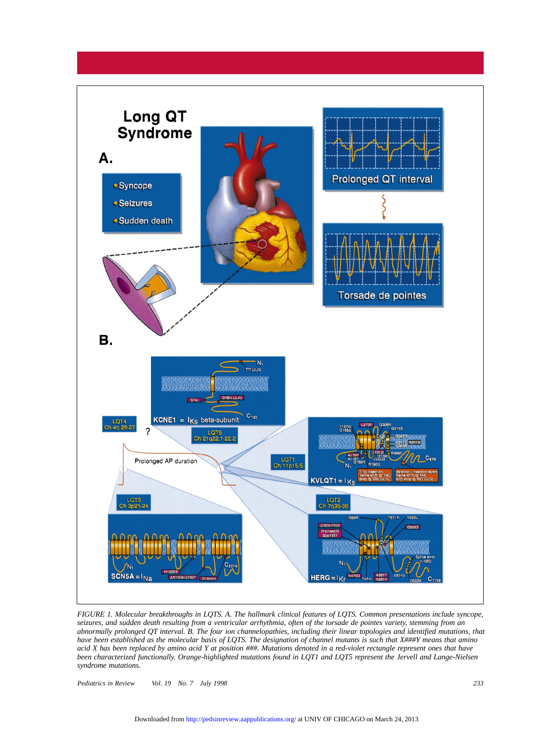FIGURE 1. Molecular breakthroughs in LQTS. A. The hallmark clinical features of LQTS. Common presentations include syncope, seizures, and sudden death resulting from a ventricular arrhythmia, often of the torsade de pointes variety, stemming from an abnormally prolonged QT interval. B. The four ion channelopathies, including their linear topologies and identified mutations, that have been established as the molecular basis of LQTS. The designation of channel mutants is such that X###Y means that amino acid X has been replaced by amino acid Y at position ###. Mutations denoted in a red-violet rectangle represent ones that have been characterized functionally. Orange-highlighted mutations found in LQT1 and LQT5 represent the Jervell and Lange-Nielsen syndrome mutations.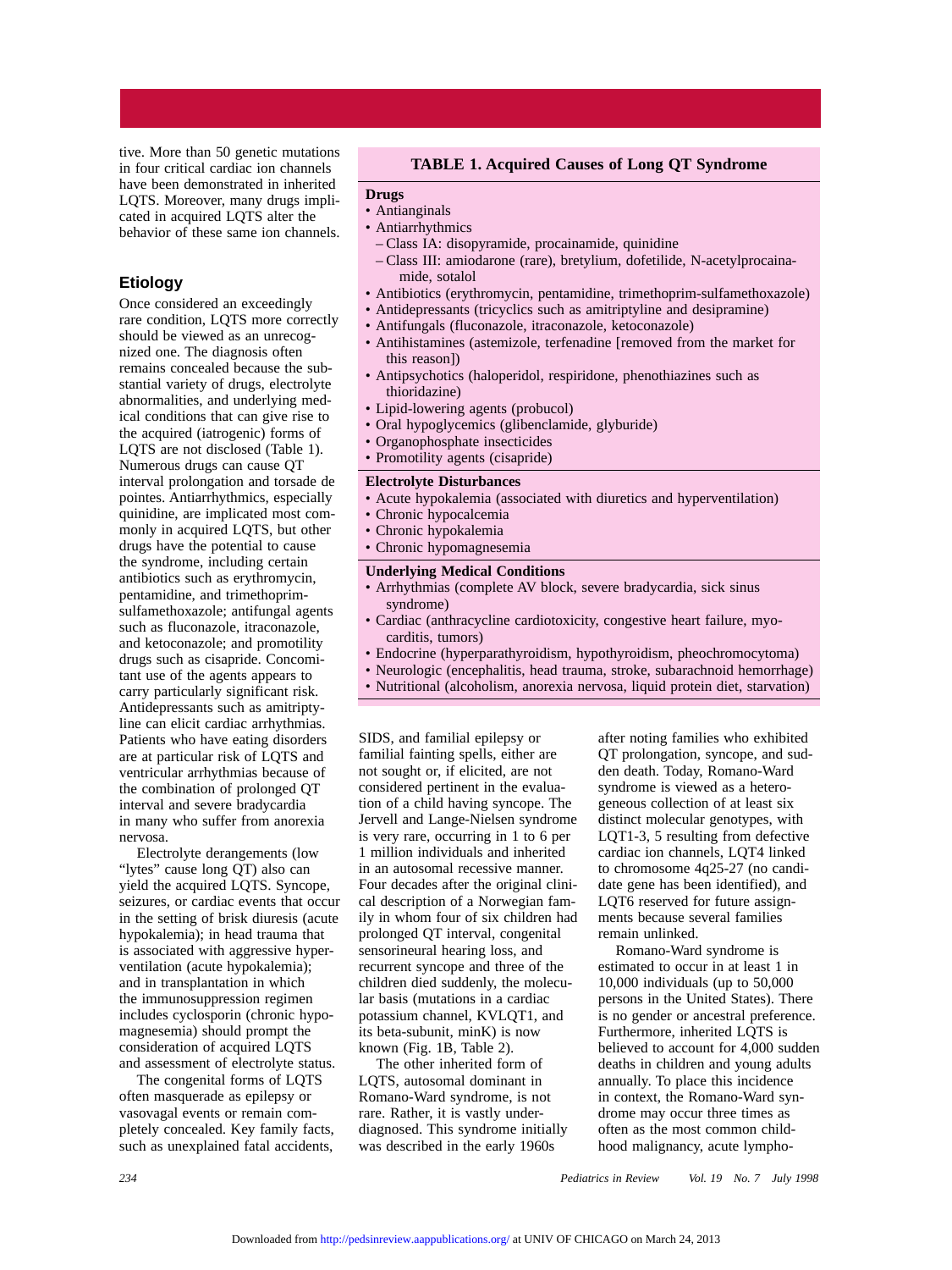tive. More than 50 genetic mutations in four critical cardiac ion channels have been demonstrated in inherited LQTS. Moreover, many drugs implicated in acquired LQTS alter the behavior of these same ion channels.

### Etiology

Once considered an exceedingly rare condition, LQTS more correctly should be viewed as an unrecognized one. The diagnosis often remains concealed because the substantial variety of drugs, electrolyte abnormalities, and underlying medical conditions that can give rise to the acquired (iatrogenic) forms of LQTS are not disclosed (Table 1). Numerous drugs can cause QT interval prolongation and torsade de pointes. Antiarrhythmics, especially quinidine, are implicated most commonly in acquired LQTS, but other drugs have the potential to cause the syndrome, including certain antibiotics such as erythromycin, pentamidine, and trimethoprim-sulfamethoxazole; antifungal agents such as fluconazole, itraconazole, and ketoconazole; and promotility drugs such as cisapride. Concomitant use of the agents appears to carry particularly significant risk. Antidepressants such as amitriptyline can elicit cardiac arrhythmias. Patients who have eating disorders are at particular risk of LQTS and ventricular arrhythmias because of the combination of prolonged QT interval and severe bradycardia in many who suffer from anorexia nervosa.

Electrolyte derangements (low "lytes" cause long QT) also can yield the acquired LQTS. Syncope, seizures, or cardiac events that occur in the setting of brisk diuresis (acute hypokalemia); in head trauma that is associated with aggressive hyperventilation (acute hypokalemia); and in transplantation in which the immunosuppression regimen includes cyclosporin (chronic hypomagnesemia) should prompt the consideration of acquired LQTS and assessment of electrolyte status.

**TABLE 1. Acquired Causes of Long QT Syndrome**

**Drugs**
- Antianginals
- Antiarrhythmics
  - Class IA: disopyramide, procainamide, quinidine
  - Class III: amiodarone (rare), bretylium, dofetilide, N-acetylprocainamide, sotalol
- Antibiotics (erythromycin, pentamidine, trimethoprim-sulfamethoxazole)
- Antidepressants (tricyclics such as amitriptyline and desipramine)
- Antifungals (fluconazole, itraconazole, ketoconazole)
- Antihistamines (astemizole, terfenadine [removed from the market for this reason])
- Antipsychotics (haloperidol, respiridone, phenothiazines such as thioridazine)
- Lipid-lowering agents (probucol)
- Oral hypoglycemics (glibenclamide, glyburide)
- Organophosphate insecticides
- Promotility agents (cisapride)

**Electrolyte Disturbances**
- Acute hypokalemia (associated with diuretics and hyperventilation)
- Chronic hypocalcemia
- Chronic hypokalemia
- Chronic hypomagnesemia

**Underlying Medical Conditions**
- Arrhythmias (complete AV block, severe bradycardia, sick sinus syndrome)
- Cardiac (anthracycline cardiotoxicity, congestive heart failure, myocarditis, tumors)
- Endocrine (hyperparathyroidism, hypothyroidism, pheochromocytoma)
- Neurologic (encephalitis, head trauma, stroke, subarachnoid hemorrhage)
- Nutritional (alcoholism, anorexia nervosa, liquid protein diet, starvation)

The congenital forms of LQTS often masquerade as epilepsy or vasovagal events or remain completely concealed. Key family facts, such as unexplained fatal accidents, SIDS, and familial epilepsy or familial fainting spells, either are not sought or, if elicited, are not considered pertinent in the evaluation of a child having syncope. The Jervell and Lange-Nielsen syndrome is very rare, occurring in 1 to 6 per 1 million individuals and inherited in an autosomal recessive manner. Four decades after the original clinical description of a Norwegian family in whom four of six children had prolonged QT interval, congenital sensorineural hearing loss, and recurrent syncope and three of the children died suddenly, the molecular basis (mutations in a cardiac potassium channel, KVLQT1, and its beta-subunit, minK) is now known (Fig. 1B, Table 2).

The other inherited form of LQTS, autosomal dominant in Romano-Ward syndrome, is not rare. Rather, it is vastly underdiagnosed. This syndrome initially was described in the early 1960s after noting families who exhibited QT prolongation, syncope, and sudden death. Today, Romano-Ward syndrome is viewed as a heterogeneous collection of at least six distinct molecular genotypes, with LQT1-3, 5 resulting from defective cardiac ion channels, LQT4 linked to chromosome 4q25-27 (no candidate gene has been identified), and LQT6 reserved for future assignments because several families remain unlinked.

Romano-Ward syndrome is estimated to occur in at least 1 in 10,000 individuals (up to 50,000 persons in the United States). There is no gender or ancestral preference. Furthermore, inherited LQTS is believed to account for 4,000 sudden deaths in children and young adults annually. To place this incidence in context, the Romano-Ward syndrome may occur three times as often as the most common childhood malignancy, acute lympho-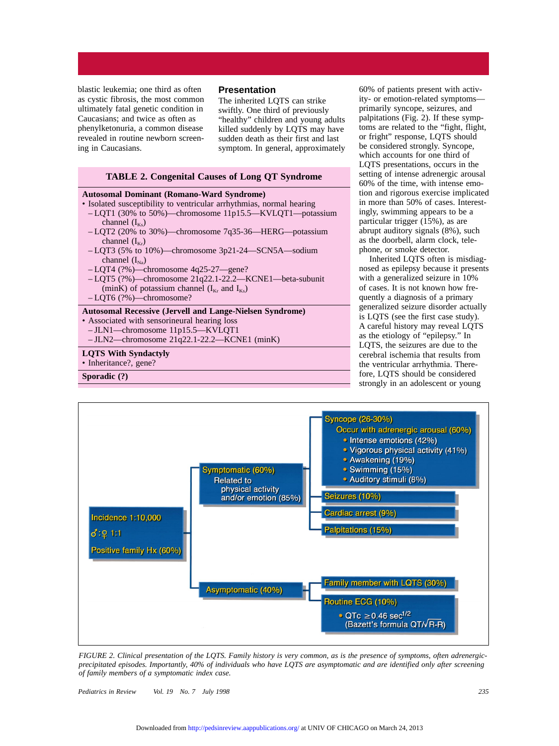blastic leukemia; one third as often as cystic fibrosis, the most common ultimately fatal genetic condition in Caucasians; and twice as often as phenylketonuria, a common disease revealed in routine newborn screening in Caucasians.

## Presentation

The inherited LQTS can strike swiftly. One third of previously "healthy" children and young adults killed suddenly by LQTS may have sudden death as their first and last symptom. In general, approximately 60% of patients present with activity- or emotion-related symptoms—primarily syncope, seizures, and palpitations (Fig. 2). If these symptoms are related to the "fight, flight, or fright" response, LQTS should be considered strongly. Syncope, which accounts for one third of LQTS presentations, occurs in the setting of intense adrenergic arousal 60% of the time, with intense emotion and rigorous exercise implicated in more than 50% of cases. Interestingly, swimming appears to be a particular trigger (15%), as are abrupt auditory signals (8%), such as the doorbell, alarm clock, telephone, or smoke detector.

Inherited LQTS often is misdiagnosed as epilepsy because it presents with a generalized seizure in 10% of cases. It is not known how frequently a diagnosis of a primary generalized seizure disorder actually is LQTS (see the first case study). A careful history may reveal LQTS as the etiology of "epilepsy." In LQTS, the seizures are due to the cerebral ischemia that results from the ventricular arrhythmia. Therefore, LQTS should be considered strongly in an adolescent or young

**TABLE 2. Congenital Causes of Long QT Syndrome**

**Autosomal Dominant (Romano-Ward Syndrome)**
- Isolated susceptibility to ventricular arrhythmias, normal hearing
  - LQT1 (30% to 50%)—chromosome 11p15.5—KVLQT1—potassium channel ($I_{Ks}$)
  - LQT2 (20% to 30%)—chromosome 7q35-36—HERG—potassium channel ($I_{Kr}$)
  - LQT3 (5% to 10%)—chromosome 3p21-24—SCN5A—sodium channel ($I_{Na}$)
  - LQT4 (?%)—chromosome 4q25-27—gene?
  - LQT5 (?%)—chromosome 21q22.1-22.2—KCNE1—beta-subunit (minK) of potassium channel ($I_{Kr}$ and $I_{Ks}$)
  - LQT6 (?%)—chromosome?

**Autosomal Recessive (Jervell and Lange-Nielsen Syndrome)**
- Associated with sensorineural hearing loss
  - JLN1—chromosome 11p15.5—KVLQT1
  - JLN2—chromosome 21q22.1-22.2—KCNE1 (minK)

**LQTS With Syndactyly**
- Inheritance?, gene?

**Sporadic (?)**

Incidence 1:10,000
♂:♀ 1:1
Positive family Hx (60%)

- Symptomatic (60%) — Related to physical activity and/or emotion (85%)
  - Syncope (26-30%) — Occur with adrenergic arousal (60%)
    - Intense emotions (42%)
    - Vigorous physical activity (41%)
    - Awakening (19%)
    - Swimming (15%)
    - Auditory stimuli (8%)
  - Seizures (10%)
  - Cardiac arrest (9%)
  - Palpitations (15%)
- Asymptomatic (40%)
  - Family member with LQTS (30%)
  - Routine ECG (10%)
    - QTc $\geq 0.46 \text{ sec}^{1/2}$ (Bazett's formula $QT/\sqrt{R\text{-}R}$)

*FIGURE 2. Clinical presentation of the LQTS. Family history is very common, as is the presence of symptoms, often adrenergic-precipitated episodes. Importantly, 40% of individuals who have LQTS are asymptomatic and are identified only after screening of family members of a symptomatic index case.*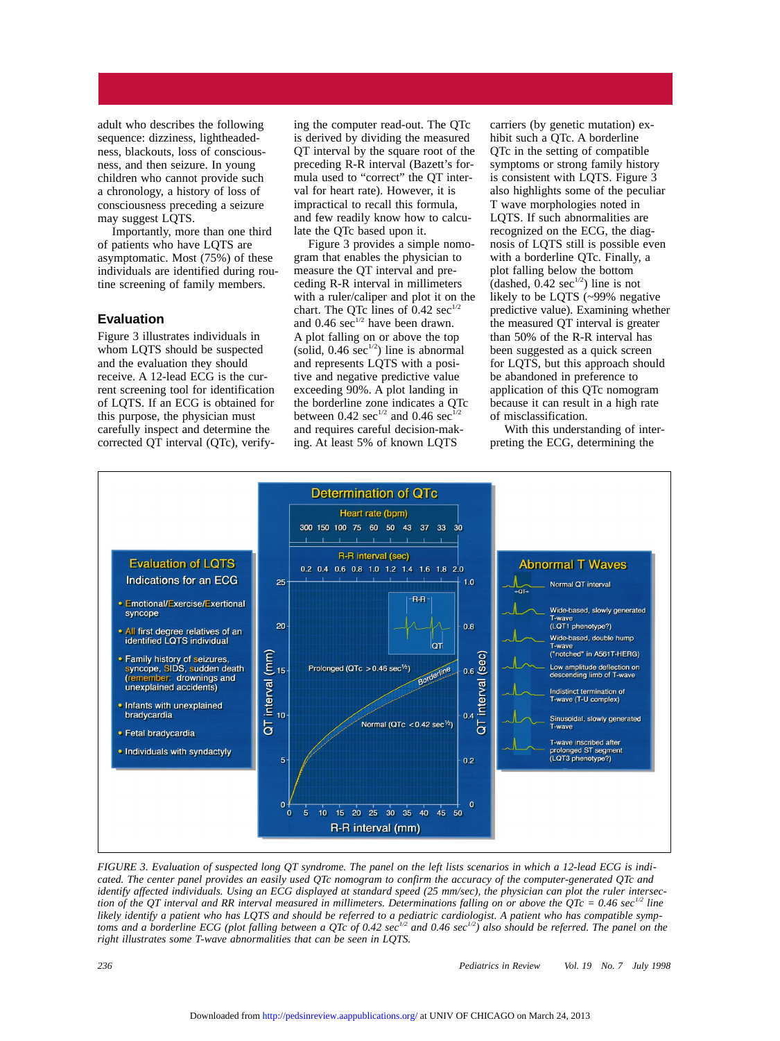adult who describes the following sequence: dizziness, lightheadedness, blackouts, loss of consciousness, and then seizure. In young children who cannot provide such a chronology, a history of loss of consciousness preceding a seizure may suggest LQTS.

Importantly, more than one third of patients who have LQTS are asymptomatic. Most (75%) of these individuals are identified during routine screening of family members.

## Evaluation

Figure 3 illustrates individuals in whom LQTS should be suspected and the evaluation they should receive. A 12-lead ECG is the current screening tool for identification of LQTS. If an ECG is obtained for this purpose, the physician must carefully inspect and determine the corrected QT interval (QTc), verifying the computer read-out. The QTc is derived by dividing the measured QT interval by the square root of the preceding R-R interval (Bazett's formula used to "correct" the QT interval for heart rate). However, it is impractical to recall this formula, and few readily know how to calculate the QTc based upon it.

Figure 3 provides a simple nomogram that enables the physician to measure the QT interval and preceding R-R interval in millimeters with a ruler/caliper and plot it on the chart. The QTc lines of 0.42 $sec^{1/2}$ and 0.46 $sec^{1/2}$ have been drawn. A plot falling on or above the top (solid, 0.46 $sec^{1/2}$) line is abnormal and represents LQTS with a positive predictive value exceeding 90%. A plot landing in the borderline zone indicates a QTc between 0.42 $sec^{1/2}$ and 0.46 $sec^{1/2}$ and requires careful decision-making. At least 5% of known LQTS carriers (by genetic mutation) exhibit such a QTc. A borderline QTc in the setting of compatible symptoms or strong family history is consistent with LQTS. Figure 3 also highlights some of the peculiar T wave morphologies noted in LQTS. If such abnormalities are recognized on the ECG, the diagnosis of LQTS still is possible even with a borderline QTc. Finally, a plot falling below the bottom (dashed, 0.42 $sec^{1/2}$) line is not likely to be LQTS (~99% negative predictive value). Examining whether the measured QT interval is greater than 50% of the R-R interval has been suggested as a quick screen for LQTS, but this approach should be abandoned in preference to application of this QTc nomogram because it can result in a high rate of misclassification.

With this understanding of interpreting the ECG, determining the

*FIGURE 3. Evaluation of suspected long QT syndrome. The panel on the left lists scenarios in which a 12-lead ECG is indicated. The center panel provides an easily used QTc nomogram to confirm the accuracy of the computer-generated QTc and identify affected individuals. Using an ECG displayed at standard speed (25 mm/sec), the physician can plot the ruler intersection of the QT interval and RR interval measured in millimeters. Determinations falling on or above the QTc = 0.46 $sec^{1/2}$ line likely identify a patient who has LQTS and should be referred to a pediatric cardiologist. A patient who has compatible symptoms and a borderline ECG (plot falling between a QTc of 0.42 $sec^{1/2}$ and 0.46 $sec^{1/2}$) also should be referred. The panel on the right illustrates some T-wave abnormalities that can be seen in LQTS.*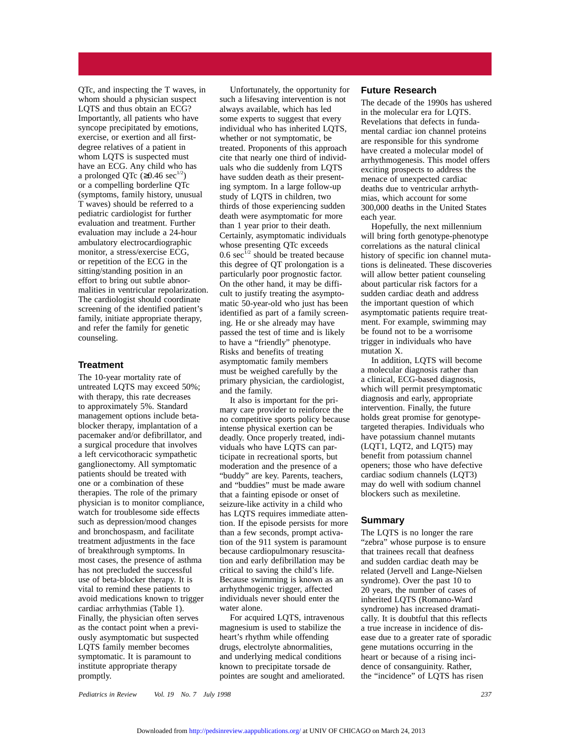QTc, and inspecting the T waves, in whom should a physician suspect LQTS and thus obtain an ECG? Importantly, all patients who have syncope precipitated by emotions, exercise, or exertion and all first-degree relatives of a patient in whom LQTS is suspected must have an ECG. Any child who has a prolonged QTc ($\geq$0.46 sec$^{1/2}$) or a compelling borderline QTc (symptoms, family history, unusual T waves) should be referred to a pediatric cardiologist for further evaluation and treatment. Further evaluation may include a 24-hour ambulatory electrocardiographic monitor, a stress/exercise ECG, or repetition of the ECG in the sitting/standing position in an effort to bring out subtle abnormalities in ventricular repolarization. The cardiologist should coordinate screening of the identified patient's family, initiate appropriate therapy, and refer the family for genetic counseling.

### Treatment

The 10-year mortality rate of untreated LQTS may exceed 50%; with therapy, this rate decreases to approximately 5%. Standard management options include beta-blocker therapy, implantation of a pacemaker and/or defibrillator, and a surgical procedure that involves a left cervicothoracic sympathetic ganglionectomy. All symptomatic patients should be treated with one or a combination of these therapies. The role of the primary physician is to monitor compliance, watch for troublesome side effects such as depression/mood changes and bronchospasm, and facilitate treatment adjustments in the face of breakthrough symptoms. In most cases, the presence of asthma has not precluded the successful use of beta-blocker therapy. It is vital to remind these patients to avoid medications known to trigger cardiac arrhythmias (Table 1). Finally, the physician often serves as the contact point when a previously asymptomatic but suspected LQTS family member becomes symptomatic. It is paramount to institute appropriate therapy promptly.

Unfortunately, the opportunity for such a lifesaving intervention is not always available, which has led some experts to suggest that every individual who has inherited LQTS, whether or not symptomatic, be treated. Proponents of this approach cite that nearly one third of individuals who die suddenly from LQTS have sudden death as their presenting symptom. In a large follow-up study of LQTS in children, two thirds of those experiencing sudden death were asymptomatic for more than 1 year prior to their death. Certainly, asymptomatic individuals whose presenting QTc exceeds 0.6 sec$^{1/2}$ should be treated because this degree of QT prolongation is a particularly poor prognostic factor. On the other hand, it may be difficult to justify treating the asymptomatic 50-year-old who just has been identified as part of a family screening. He or she already may have passed the test of time and is likely to have a "friendly" phenotype. Risks and benefits of treating asymptomatic family members must be weighed carefully by the primary physician, the cardiologist, and the family.

It also is important for the primary care provider to reinforce the no competitive sports policy because intense physical exertion can be deadly. Once properly treated, individuals who have LQTS can participate in recreational sports, but moderation and the presence of a "buddy" are key. Parents, teachers, and "buddies" must be made aware that a fainting episode or onset of seizure-like activity in a child who has LQTS requires immediate attention. If the episode persists for more than a few seconds, prompt activation of the 911 system is paramount because cardiopulmonary resuscitation and early defibrillation may be critical to saving the child's life. Because swimming is known as an arrhythmogenic trigger, affected individuals never should enter the water alone.

For acquired LQTS, intravenous magnesium is used to stabilize the heart's rhythm while offending drugs, electrolyte abnormalities, and underlying medical conditions known to precipitate torsade de pointes are sought and ameliorated.

### Future Research

The decade of the 1990s has ushered in the molecular era for LQTS. Revelations that defects in fundamental cardiac ion channel proteins are responsible for this syndrome have created a molecular model of arrhythmogenesis. This model offers exciting prospects to address the menace of unexpected cardiac deaths due to ventricular arrhythmias, which account for some 300,000 deaths in the United States each year.

Hopefully, the next millennium will bring forth genotype-phenotype correlations as the natural clinical history of specific ion channel mutations is delineated. These discoveries will allow better patient counseling about particular risk factors for a sudden cardiac death and address the important question of which asymptomatic patients require treatment. For example, swimming may be found not to be a worrisome trigger in individuals who have mutation X.

In addition, LQTS will become a molecular diagnosis rather than a clinical, ECG-based diagnosis, which will permit presymptomatic diagnosis and early, appropriate intervention. Finally, the future holds great promise for genotype-targeted therapies. Individuals who have potassium channel mutants (LQT1, LQT2, and LQT5) may benefit from potassium channel openers; those who have defective cardiac sodium channels (LQT3) may do well with sodium channel blockers such as mexiletine.

### Summary

The LQTS is no longer the rare "zebra" whose purpose is to ensure that trainees recall that deafness and sudden cardiac death may be related (Jervell and Lange-Nielsen syndrome). Over the past 10 to 20 years, the number of cases of inherited LQTS (Romano-Ward syndrome) has increased dramatically. It is doubtful that this reflects a true increase in incidence of disease due to a greater rate of sporadic gene mutations occurring in the heart or because of a rising incidence of consanguinity. Rather, the "incidence" of LQTS has risen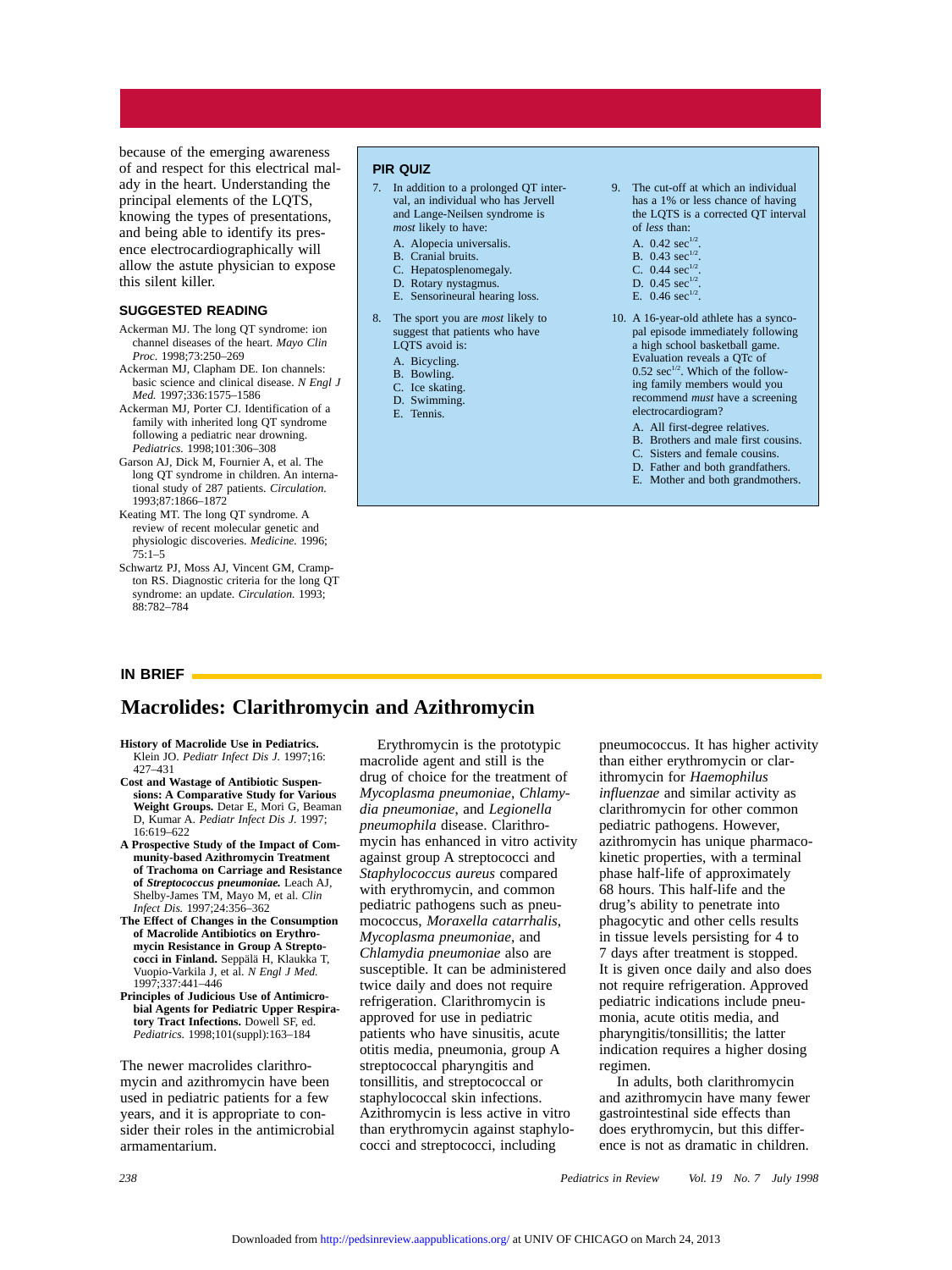because of the emerging awareness of and respect for this electrical malady in the heart. Understanding the principal elements of the LQTS, knowing the types of presentations, and being able to identify its presence electrocardiographically will allow the astute physician to expose this silent killer.

## SUGGESTED READING

Ackerman MJ. The long QT syndrome: ion channel diseases of the heart. *Mayo Clin Proc.* 1998;73:250–269

Ackerman MJ, Clapham DE. Ion channels: basic science and clinical disease. *N Engl J Med.* 1997;336:1575–1586

Ackerman MJ, Porter CJ. Identification of a family with inherited long QT syndrome following a pediatric near drowning. *Pediatrics.* 1998;101:306–308

Garson AJ, Dick M, Fournier A, et al. The long QT syndrome in children. An international study of 287 patients. *Circulation.* 1993;87:1866–1872

Keating MT. The long QT syndrome. A review of recent molecular genetic and physiologic discoveries. *Medicine.* 1996; 75:1–5

Schwartz PJ, Moss AJ, Vincent GM, Crampton RS. Diagnostic criteria for the long QT syndrome: an update. *Circulation.* 1993; 88:782–784

## PIR QUIZ

7. In addition to a prolonged QT interval, an individual who has Jervell and Lange-Neilsen syndrome is *most* likely to have:
   - A. Alopecia universalis.
   - B. Cranial bruits.
   - C. Hepatosplenomegaly.
   - D. Rotary nystagmus.
   - E. Sensorineural hearing loss.

8. The sport you are *most* likely to suggest that patients who have LQTS avoid is:
   - A. Bicycling.
   - B. Bowling.
   - C. Ice skating.
   - D. Swimming.
   - E. Tennis.

9. The cut-off at which an individual has a 1% or less chance of having the LQTS is a corrected QT interval of *less* than:
   - A. 0.42 $sec^{1/2}$.
   - B. 0.43 $sec^{1/2}$.
   - C. 0.44 $sec^{1/2}$.
   - D. 0.45 $sec^{1/2}$.
   - E. 0.46 $sec^{1/2}$.

10. A 16-year-old athlete has a syncopal episode immediately following a high school basketball game. Evaluation reveals a QTc of 0.52 $sec^{1/2}$. Which of the following family members would you recommend *must* have a screening electrocardiogram?
    - A. All first-degree relatives.
    - B. Brothers and male first cousins.
    - C. Sisters and female cousins.
    - D. Father and both grandfathers.
    - E. Mother and both grandmothers.

## IN BRIEF

# Macrolides: Clarithromycin and Azithromycin

**History of Macrolide Use in Pediatrics.** Klein JO. *Pediatr Infect Dis J.* 1997;16: 427–431

**Cost and Wastage of Antibiotic Suspensions: A Comparative Study for Various Weight Groups.** Detar E, Mori G, Beaman D, Kumar A. *Pediatr Infect Dis J.* 1997; 16:619–622

**A Prospective Study of the Impact of Community-based Azithromycin Treatment of Trachoma on Carriage and Resistance of *Streptococcus pneumoniae.*** Leach AJ, Shelby-James TM, Mayo M, et al. *Clin Infect Dis.* 1997;24:356–362

**The Effect of Changes in the Consumption of Macrolide Antibiotics on Erythromycin Resistance in Group A Streptococci in Finland.** Seppälä H, Klaukka T, Vuopio-Varkila J, et al. *N Engl J Med.* 1997;337:441–446

**Principles of Judicious Use of Antimicrobial Agents for Pediatric Upper Respiratory Tract Infections.** Dowell SF, ed. *Pediatrics.* 1998;101(suppl):163–184

The newer macrolides clarithromycin and azithromycin have been used in pediatric patients for a few years, and it is appropriate to consider their roles in the antimicrobial armamentarium.

Erythromycin is the prototypic macrolide agent and still is the drug of choice for the treatment of *Mycoplasma pneumoniae*, *Chlamydia pneumoniae*, and *Legionella pneumophila* disease. Clarithromycin has enhanced in vitro activity against group A streptococci and *Staphylococcus aureus* compared with erythromycin, and common pediatric pathogens such as pneumococcus, *Moraxella catarrhalis*, *Mycoplasma pneumoniae*, and *Chlamydia pneumoniae* also are susceptible. It can be administered twice daily and does not require refrigeration. Clarithromycin is approved for use in pediatric patients who have sinusitis, acute otitis media, pneumonia, group A streptococcal pharyngitis and tonsillitis, and streptococcal or staphylococcal skin infections. Azithromycin is less active in vitro than erythromycin against staphylococci and streptococci, including pneumococcus. It has higher activity than either erythromycin or clarithromycin for *Haemophilus influenzae* and similar activity as clarithromycin for other common pediatric pathogens. However, azithromycin has unique pharmacokinetic properties, with a terminal phase half-life of approximately 68 hours. This half-life and the drug's ability to penetrate into phagocytic and other cells results in tissue levels persisting for 4 to 7 days after treatment is stopped. It is given once daily and also does not require refrigeration. Approved pediatric indications include pneumonia, acute otitis media, and pharyngitis/tonsillitis; the latter indication requires a higher dosing regimen.

In adults, both clarithromycin and azithromycin have many fewer gastrointestinal side effects than does erythromycin, but this difference is not as dramatic in children.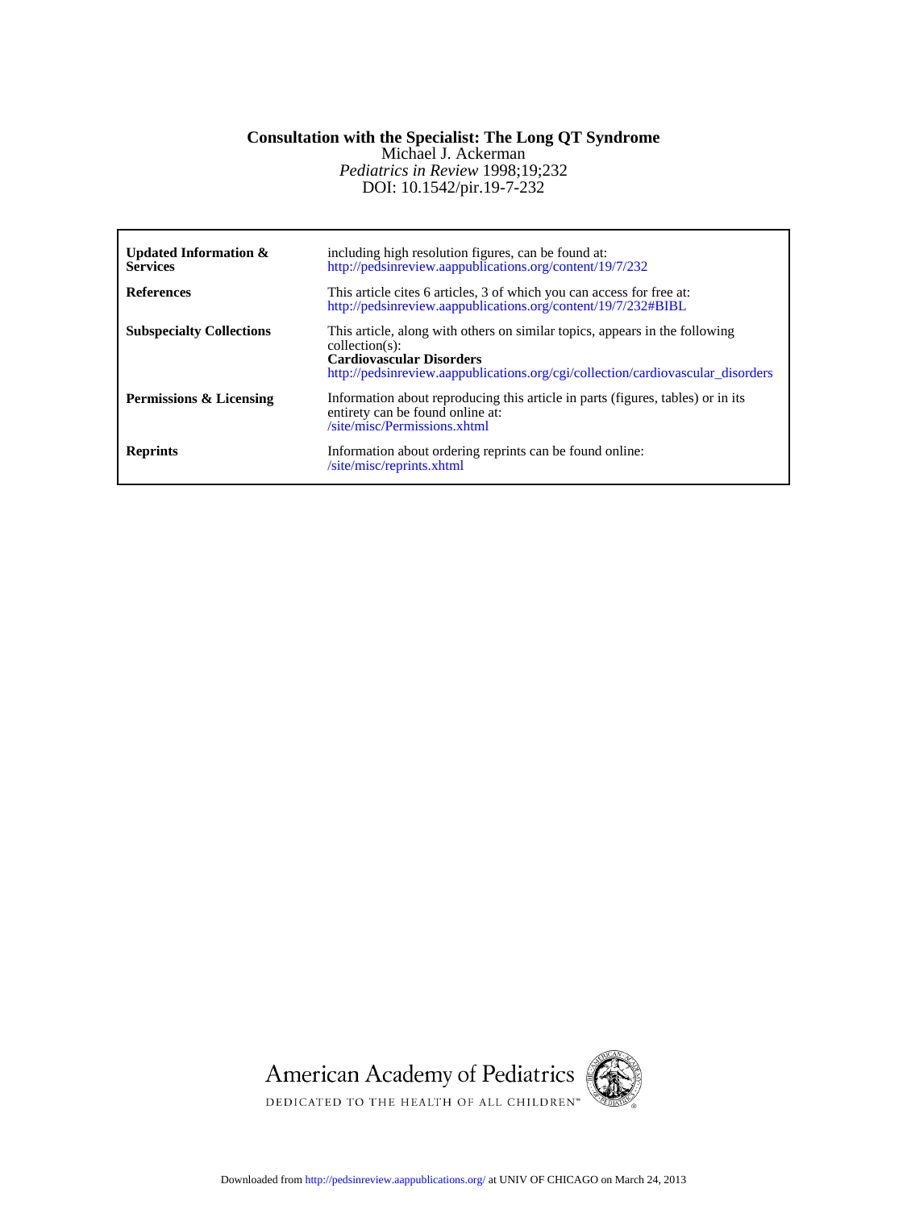**Consultation with the Specialist: The Long QT Syndrome**

Michael J. Ackerman

*Pediatrics in Review* 1998;19;232

DOI: 10.1542/pir.19-7-232

| | |
|---|---|
| **Updated Information & Services** | including high resolution figures, can be found at: http://pedsinreview.aappublications.org/content/19/7/232 |
| **References** | This article cites 6 articles, 3 of which you can access for free at: http://pedsinreview.aappublications.org/content/19/7/232#BIBL |
| **Subspecialty Collections** | This article, along with others on similar topics, appears in the following collection(s): **Cardiovascular Disorders** http://pedsinreview.aappublications.org/cgi/collection/cardiovascular_disorders |
| **Permissions & Licensing** | Information about reproducing this article in parts (figures, tables) or in its entirety can be found online at: /site/misc/Permissions.xhtml |
| **Reprints** | Information about ordering reprints can be found online: /site/misc/reprints.xhtml |

American Academy of Pediatrics

DEDICATED TO THE HEALTH OF ALL CHILDREN™

Downloaded from http://pedsinreview.aappublications.org/ at UNIV OF CHICAGO on March 24, 2013